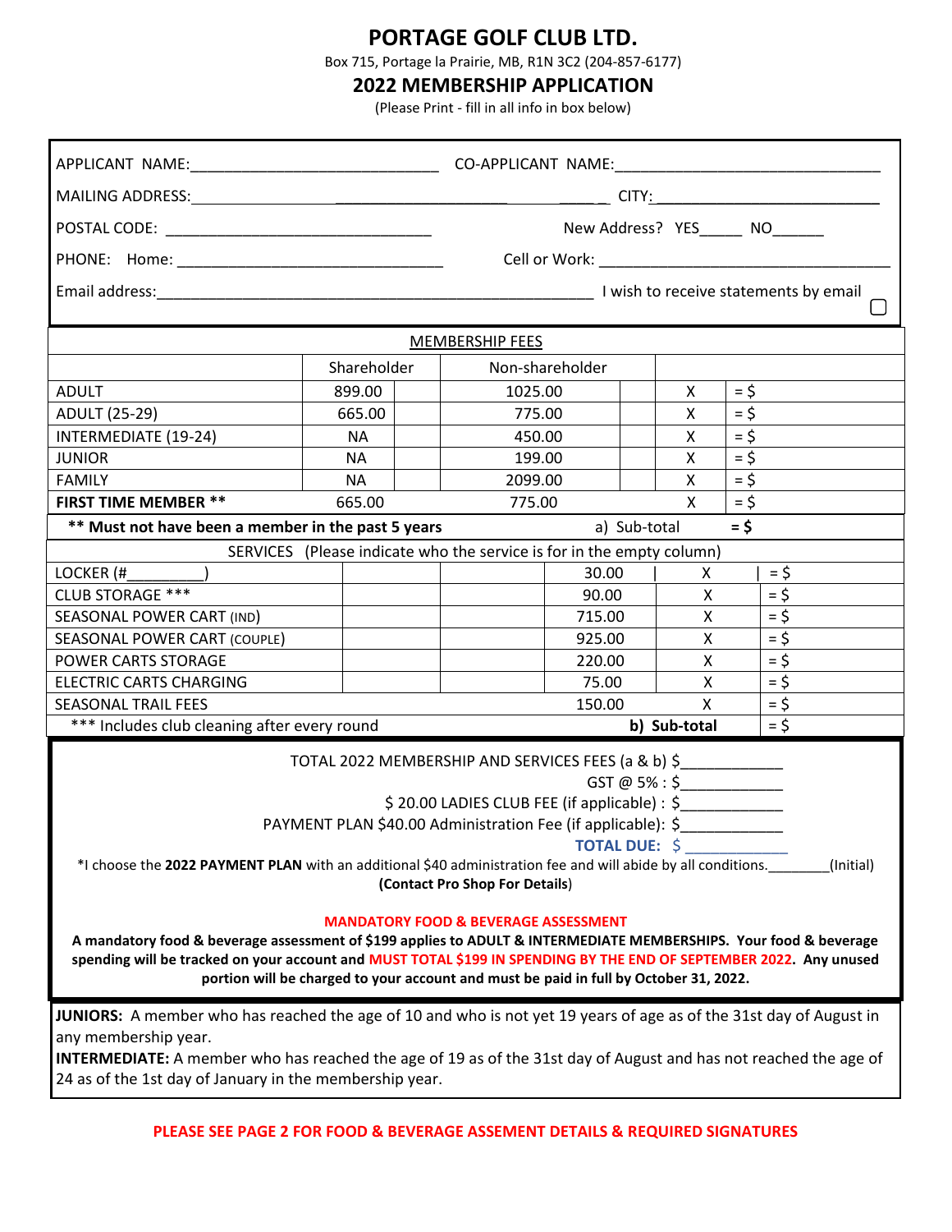# PORTAGE GOLF CLUB LTD.

Box 715, Portage la Prairie, MB, R1N 3C2 (204-857-6177)

## 2022 MEMBERSHIP APPLICATION

(Please Print - fill in all info in box below)

APPLICANT NAME:____________________________ CO-APPLICANT NAME:______________________________

MAILING ADDRESS:_______________________________________________ CITY:__________________________

POSTAL CODE: ______________________________ New Address? YES_____ NO______

PHONE: Home: ______________________________ Cell or Work: __________________________________

Email address:_________________________________________________ I wish to receive statements by email ☐

| MEMBERSHIP FEES | | | | | | |
|---|---|---|---|---|---|---|
| | Shareholder | | Non-shareholder | | | |
| ADULT | 899.00 | | 1025.00 | | X | = $ |
| ADULT (25-29) | 665.00 | | 775.00 | | X | = $ |
| INTERMEDIATE (19-24) | NA | | 450.00 | | X | = $ |
| JUNIOR | NA | | 199.00 | | X | = $ |
| FAMILY | NA | | 2099.00 | | X | = $ |
| **FIRST TIME MEMBER \*\*** | 665.00 | | 775.00 | | X | = $ |
| **\*\* Must not have been a member in the past 5 years** | | | | a) Sub-total | | **= $** |

| SERVICES (Please indicate who the service is for in the empty column) | | | | | |
|---|---|---|---|---|---|
| LOCKER (#_________) | | | 30.00 | X | = $ |
| CLUB STORAGE \*\*\* | | | 90.00 | X | = $ |
| SEASONAL POWER CART (IND) | | | 715.00 | X | = $ |
| SEASONAL POWER CART (COUPLE) | | | 925.00 | X | = $ |
| POWER CARTS STORAGE | | | 220.00 | X | = $ |
| ELECTRIC CARTS CHARGING | | | 75.00 | X | = $ |
| SEASONAL TRAIL FEES | | | 150.00 | X | = $ |
| \*\*\* Includes club cleaning after every round | | | | **b) Sub-total** | = $ |

TOTAL 2022 MEMBERSHIP AND SERVICES FEES (a & b) $____________

GST @ 5% : $____________

$ 20.00 LADIES CLUB FEE (if applicable) : $____________

PAYMENT PLAN $40.00 Administration Fee (if applicable): $____________

**TOTAL DUE:** $ ____________

*I choose the **2022 PAYMENT PLAN** with an additional $40 administration fee and will abide by all conditions.________(Initial)

**(Contact Pro Shop For Details)**

**MANDATORY FOOD & BEVERAGE ASSESSMENT**

**A mandatory food & beverage assessment of $199 applies to ADULT & INTERMEDIATE MEMBERSHIPS. Your food & beverage spending will be tracked on your account and MUST TOTAL $199 IN SPENDING BY THE END OF SEPTEMBER 2022. Any unused portion will be charged to your account and must be paid in full by October 31, 2022.**

**JUNIORS:** A member who has reached the age of 10 and who is not yet 19 years of age as of the 31st day of August in any membership year.

**INTERMEDIATE:** A member who has reached the age of 19 as of the 31st day of August and has not reached the age of 24 as of the 1st day of January in the membership year.

**PLEASE SEE PAGE 2 FOR FOOD & BEVERAGE ASSESMENT DETAILS & REQUIRED SIGNATURES**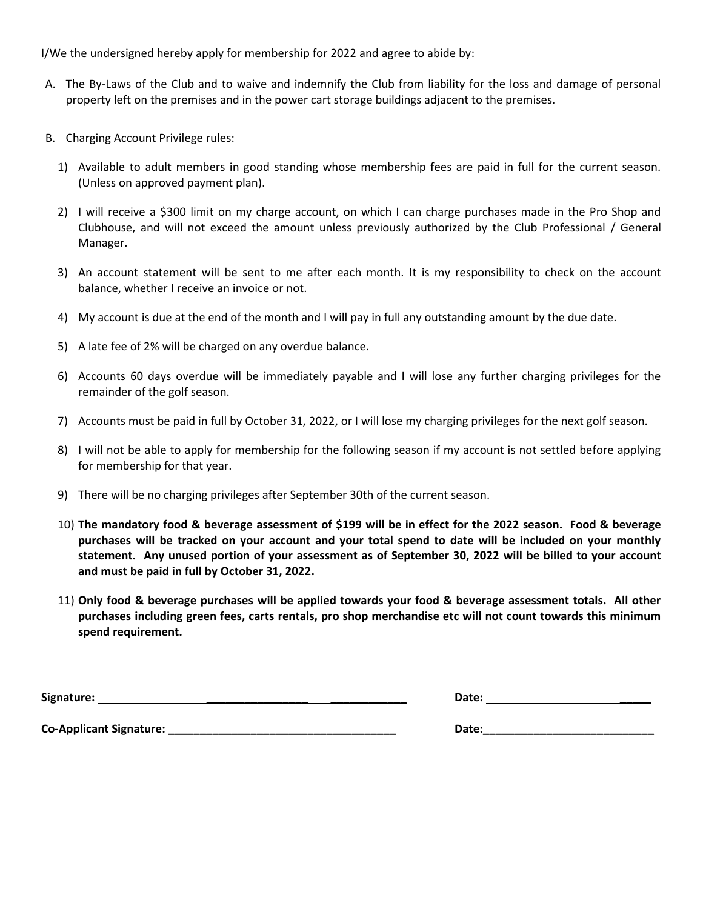I/We the undersigned hereby apply for membership for 2022 and agree to abide by:

A. The By-Laws of the Club and to waive and indemnify the Club from liability for the loss and damage of personal property left on the premises and in the power cart storage buildings adjacent to the premises.

B. Charging Account Privilege rules:

   1) Available to adult members in good standing whose membership fees are paid in full for the current season. (Unless on approved payment plan).

   2) I will receive a $300 limit on my charge account, on which I can charge purchases made in the Pro Shop and Clubhouse, and will not exceed the amount unless previously authorized by the Club Professional / General Manager.

   3) An account statement will be sent to me after each month. It is my responsibility to check on the account balance, whether I receive an invoice or not.

   4) My account is due at the end of the month and I will pay in full any outstanding amount by the due date.

   5) A late fee of 2% will be charged on any overdue balance.

   6) Accounts 60 days overdue will be immediately payable and I will lose any further charging privileges for the remainder of the golf season.

   7) Accounts must be paid in full by October 31, 2022, or I will lose my charging privileges for the next golf season.

   8) I will not be able to apply for membership for the following season if my account is not settled before applying for membership for that year.

   9) There will be no charging privileges after September 30th of the current season.

   10) **The mandatory food & beverage assessment of $199 will be in effect for the 2022 season. Food & beverage purchases will be tracked on your account and your total spend to date will be included on your monthly statement. Any unused portion of your assessment as of September 30, 2022 will be billed to your account and must be paid in full by October 31, 2022.**

   11) **Only food & beverage purchases will be applied towards your food & beverage assessment totals. All other purchases including green fees, carts rentals, pro shop merchandise etc will not count towards this minimum spend requirement.**

**Signature:** ______________________________________ **Date:** ___________________________

**Co-Applicant Signature:** ______________________________________ **Date:** ___________________________